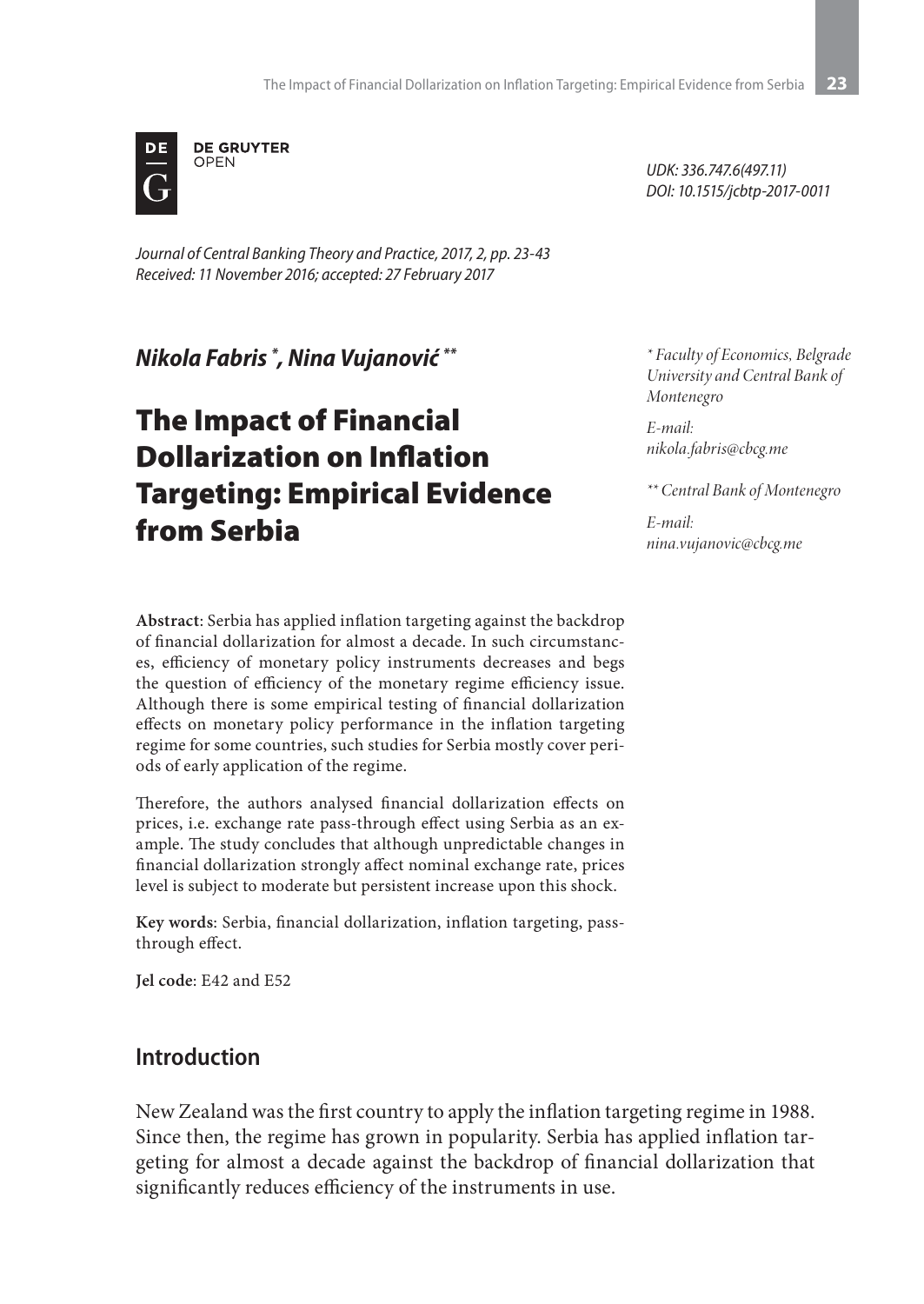DE GRUYTER OPEN

UDK: 336.747.6(497.11)
DOI: 10.1515/jcbtp-2017-0011

*Journal of Central Banking Theory and Practice, 2017, 2, pp. 23-43*
*Received: 11 November 2016; accepted: 27 February 2017*

***Nikola Fabris \*, Nina Vujanović \*\****

# The Impact of Financial Dollarization on Inflation Targeting: Empirical Evidence from Serbia

*\* Faculty of Economics, Belgrade University and Central Bank of Montenegro*

*E-mail: nikola.fabris@cbcg.me*

*\*\* Central Bank of Montenegro*

*E-mail: nina.vujanovic@cbcg.me*

**Abstract**: Serbia has applied inflation targeting against the backdrop of financial dollarization for almost a decade. In such circumstances, efficiency of monetary policy instruments decreases and begs the question of efficiency of the monetary regime efficiency issue. Although there is some empirical testing of financial dollarization effects on monetary policy performance in the inflation targeting regime for some countries, such studies for Serbia mostly cover periods of early application of the regime.

Therefore, the authors analysed financial dollarization effects on prices, i.e. exchange rate pass-through effect using Serbia as an example. The study concludes that although unpredictable changes in financial dollarization strongly affect nominal exchange rate, prices level is subject to moderate but persistent increase upon this shock.

**Key words**: Serbia, financial dollarization, inflation targeting, pass-through effect.

**Jel code**: E42 and E52

## Introduction

New Zealand was the first country to apply the inflation targeting regime in 1988. Since then, the regime has grown in popularity. Serbia has applied inflation targeting for almost a decade against the backdrop of financial dollarization that significantly reduces efficiency of the instruments in use.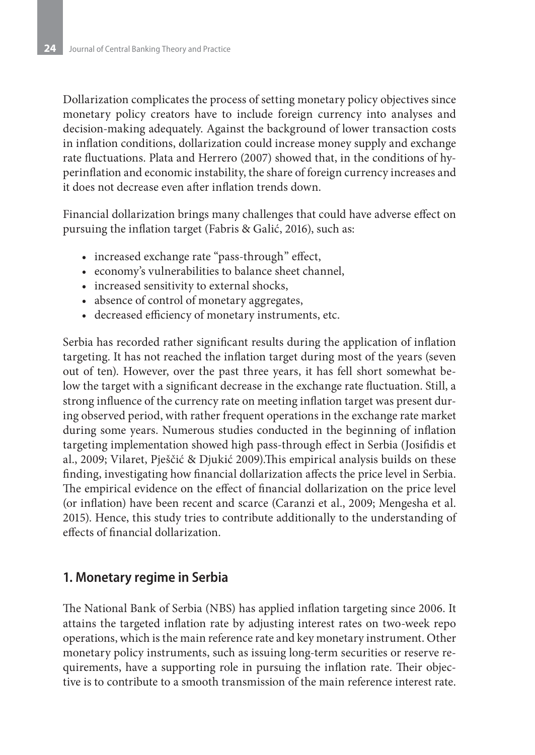Dollarization complicates the process of setting monetary policy objectives since monetary policy creators have to include foreign currency into analyses and decision-making adequately. Against the background of lower transaction costs in inflation conditions, dollarization could increase money supply and exchange rate fluctuations. Plata and Herrero (2007) showed that, in the conditions of hyperinflation and economic instability, the share of foreign currency increases and it does not decrease even after inflation trends down.

Financial dollarization brings many challenges that could have adverse effect on pursuing the inflation target (Fabris & Galić, 2016), such as:

- increased exchange rate "pass-through" effect,
- economy's vulnerabilities to balance sheet channel,
- increased sensitivity to external shocks,
- absence of control of monetary aggregates,
- decreased efficiency of monetary instruments, etc.

Serbia has recorded rather significant results during the application of inflation targeting. It has not reached the inflation target during most of the years (seven out of ten). However, over the past three years, it has fell short somewhat below the target with a significant decrease in the exchange rate fluctuation. Still, a strong influence of the currency rate on meeting inflation target was present during observed period, with rather frequent operations in the exchange rate market during some years. Numerous studies conducted in the beginning of inflation targeting implementation showed high pass-through effect in Serbia (Josifidis et al., 2009; Vilaret, Pješčić & Djukić 2009).This empirical analysis builds on these finding, investigating how financial dollarization affects the price level in Serbia. The empirical evidence on the effect of financial dollarization on the price level (or inflation) have been recent and scarce (Caranzi et al., 2009; Mengesha et al. 2015). Hence, this study tries to contribute additionally to the understanding of effects of financial dollarization.

## 1. Monetary regime in Serbia

The National Bank of Serbia (NBS) has applied inflation targeting since 2006. It attains the targeted inflation rate by adjusting interest rates on two-week repo operations, which is the main reference rate and key monetary instrument. Other monetary policy instruments, such as issuing long-term securities or reserve requirements, have a supporting role in pursuing the inflation rate. Their objective is to contribute to a smooth transmission of the main reference interest rate.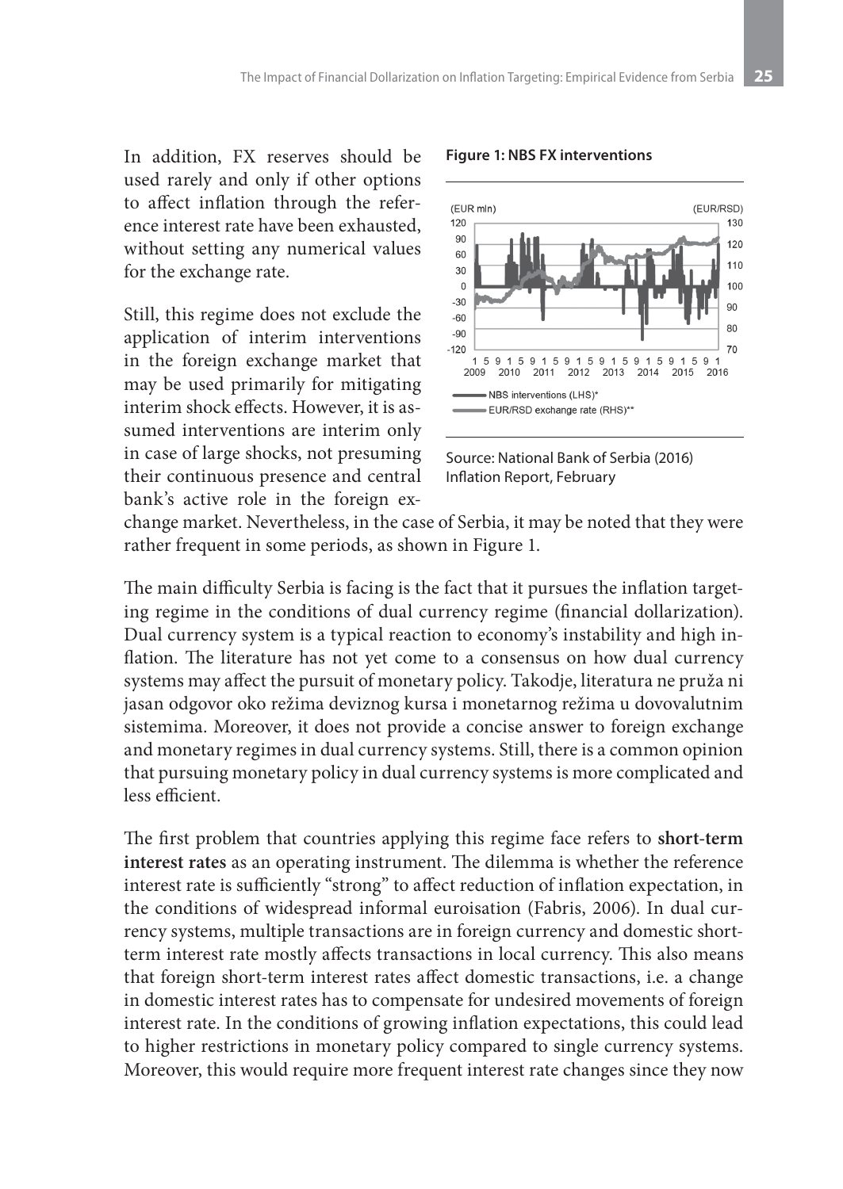In addition, FX reserves should be used rarely and only if other options to affect inflation through the reference interest rate have been exhausted, without setting any numerical values for the exchange rate.

Still, this regime does not exclude the application of interim interventions in the foreign exchange market that may be used primarily for mitigating interim shock effects. However, it is assumed interventions are interim only in case of large shocks, not presuming their continuous presence and central bank's active role in the foreign exchange market. Nevertheless, in the case of Serbia, it may be noted that they were rather frequent in some periods, as shown in Figure 1.

**Figure 1: NBS FX interventions**

Source: National Bank of Serbia (2016) Inflation Report, February

The main difficulty Serbia is facing is the fact that it pursues the inflation targeting regime in the conditions of dual currency regime (financial dollarization). Dual currency system is a typical reaction to economy's instability and high inflation. The literature has not yet come to a consensus on how dual currency systems may affect the pursuit of monetary policy. Takodje, literatura ne pruža ni jasan odgovor oko režima deviznog kursa i monetarnog režima u dovovalutnim sistemima. Moreover, it does not provide a concise answer to foreign exchange and monetary regimes in dual currency systems. Still, there is a common opinion that pursuing monetary policy in dual currency systems is more complicated and less efficient.

The first problem that countries applying this regime face refers to **short-term interest rates** as an operating instrument. The dilemma is whether the reference interest rate is sufficiently "strong" to affect reduction of inflation expectation, in the conditions of widespread informal euroisation (Fabris, 2006). In dual currency systems, multiple transactions are in foreign currency and domestic short-term interest rate mostly affects transactions in local currency. This also means that foreign short-term interest rates affect domestic transactions, i.e. a change in domestic interest rates has to compensate for undesired movements of foreign interest rate. In the conditions of growing inflation expectations, this could lead to higher restrictions in monetary policy compared to single currency systems. Moreover, this would require more frequent interest rate changes since they now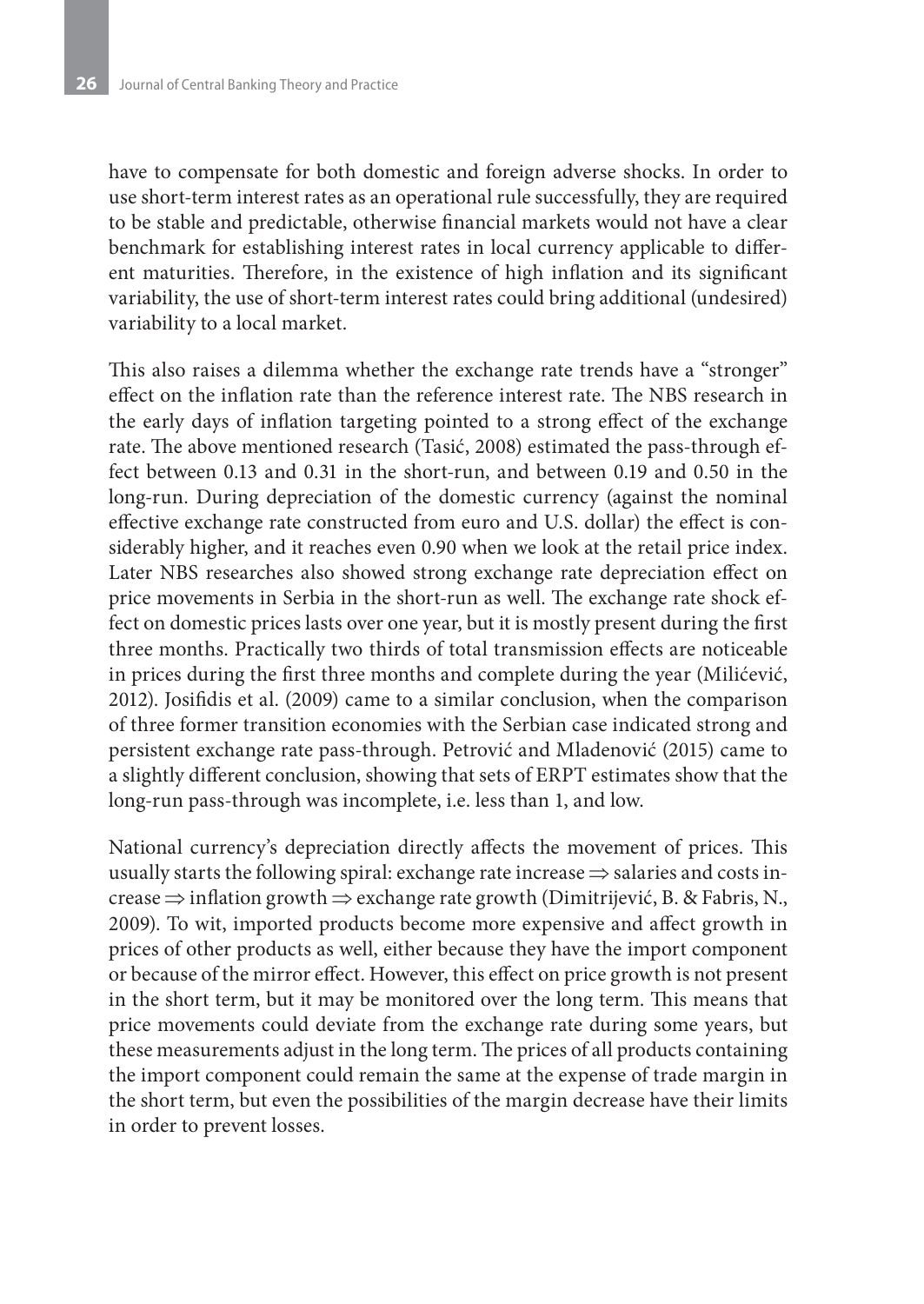have to compensate for both domestic and foreign adverse shocks. In order to use short-term interest rates as an operational rule successfully, they are required to be stable and predictable, otherwise financial markets would not have a clear benchmark for establishing interest rates in local currency applicable to different maturities. Therefore, in the existence of high inflation and its significant variability, the use of short-term interest rates could bring additional (undesired) variability to a local market.

This also raises a dilemma whether the exchange rate trends have a "stronger" effect on the inflation rate than the reference interest rate. The NBS research in the early days of inflation targeting pointed to a strong effect of the exchange rate. The above mentioned research (Tasić, 2008) estimated the pass-through effect between 0.13 and 0.31 in the short-run, and between 0.19 and 0.50 in the long-run. During depreciation of the domestic currency (against the nominal effective exchange rate constructed from euro and U.S. dollar) the effect is considerably higher, and it reaches even 0.90 when we look at the retail price index. Later NBS researches also showed strong exchange rate depreciation effect on price movements in Serbia in the short-run as well. The exchange rate shock effect on domestic prices lasts over one year, but it is mostly present during the first three months. Practically two thirds of total transmission effects are noticeable in prices during the first three months and complete during the year (Milićević, 2012). Josifidis et al. (2009) came to a similar conclusion, when the comparison of three former transition economies with the Serbian case indicated strong and persistent exchange rate pass-through. Petrović and Mladenović (2015) came to a slightly different conclusion, showing that sets of ERPT estimates show that the long-run pass-through was incomplete, i.e. less than 1, and low.

National currency's depreciation directly affects the movement of prices. This usually starts the following spiral: exchange rate increase $\Rightarrow$ salaries and costs increase $\Rightarrow$ inflation growth $\Rightarrow$ exchange rate growth (Dimitrijević, B. & Fabris, N., 2009). To wit, imported products become more expensive and affect growth in prices of other products as well, either because they have the import component or because of the mirror effect. However, this effect on price growth is not present in the short term, but it may be monitored over the long term. This means that price movements could deviate from the exchange rate during some years, but these measurements adjust in the long term. The prices of all products containing the import component could remain the same at the expense of trade margin in the short term, but even the possibilities of the margin decrease have their limits in order to prevent losses.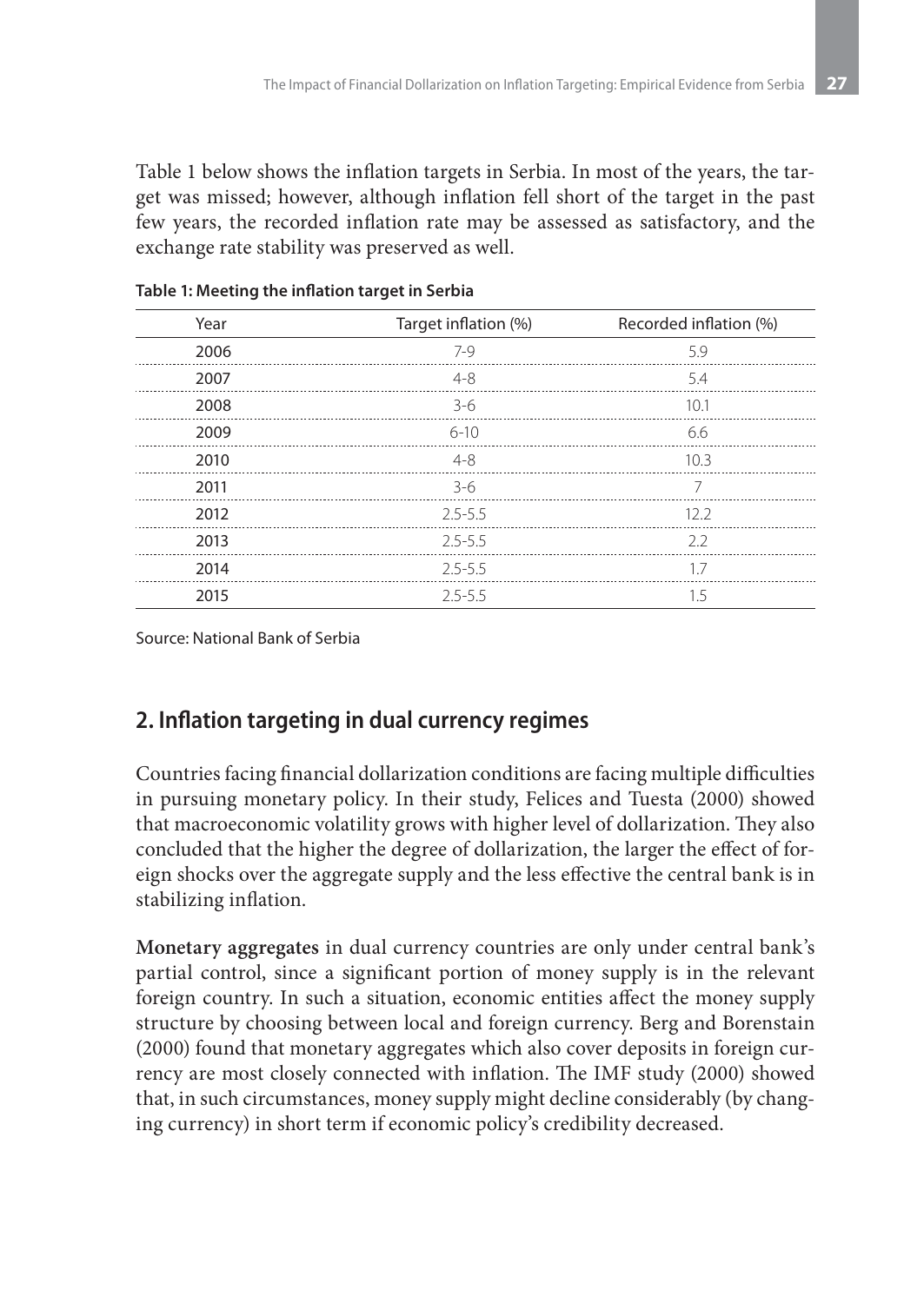Table 1 below shows the inflation targets in Serbia. In most of the years, the target was missed; however, although inflation fell short of the target in the past few years, the recorded inflation rate may be assessed as satisfactory, and the exchange rate stability was preserved as well.

**Table 1: Meeting the inflation target in Serbia**

| Year | Target inflation (%) | Recorded inflation (%) |
|---|---|---|
| 2006 | 7-9 | 5.9 |
| 2007 | 4-8 | 5.4 |
| 2008 | 3-6 | 10.1 |
| 2009 | 6-10 | 6.6 |
| 2010 | 4-8 | 10.3 |
| 2011 | 3-6 | 7 |
| 2012 | 2.5-5.5 | 12.2 |
| 2013 | 2.5-5.5 | 2.2 |
| 2014 | 2.5-5.5 | 1.7 |
| 2015 | 2.5-5.5 | 1.5 |

Source: National Bank of Serbia

## 2. Inflation targeting in dual currency regimes

Countries facing financial dollarization conditions are facing multiple difficulties in pursuing monetary policy. In their study, Felices and Tuesta (2000) showed that macroeconomic volatility grows with higher level of dollarization. They also concluded that the higher the degree of dollarization, the larger the effect of foreign shocks over the aggregate supply and the less effective the central bank is in stabilizing inflation.

**Monetary aggregates** in dual currency countries are only under central bank's partial control, since a significant portion of money supply is in the relevant foreign country. In such a situation, economic entities affect the money supply structure by choosing between local and foreign currency. Berg and Borenstain (2000) found that monetary aggregates which also cover deposits in foreign currency are most closely connected with inflation. The IMF study (2000) showed that, in such circumstances, money supply might decline considerably (by changing currency) in short term if economic policy's credibility decreased.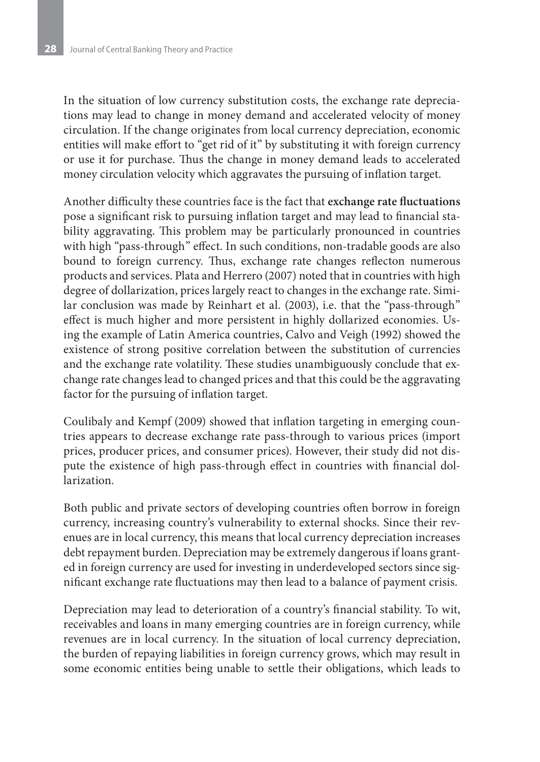In the situation of low currency substitution costs, the exchange rate depreciations may lead to change in money demand and accelerated velocity of money circulation. If the change originates from local currency depreciation, economic entities will make effort to "get rid of it" by substituting it with foreign currency or use it for purchase. Thus the change in money demand leads to accelerated money circulation velocity which aggravates the pursuing of inflation target.

Another difficulty these countries face is the fact that **exchange rate fluctuations** pose a significant risk to pursuing inflation target and may lead to financial stability aggravating. This problem may be particularly pronounced in countries with high "pass-through" effect. In such conditions, non-tradable goods are also bound to foreign currency. Thus, exchange rate changes reflecton numerous products and services. Plata and Herrero (2007) noted that in countries with high degree of dollarization, prices largely react to changes in the exchange rate. Similar conclusion was made by Reinhart et al. (2003), i.e. that the "pass-through" effect is much higher and more persistent in highly dollarized economies. Using the example of Latin America countries, Calvo and Veigh (1992) showed the existence of strong positive correlation between the substitution of currencies and the exchange rate volatility. These studies unambiguously conclude that exchange rate changes lead to changed prices and that this could be the aggravating factor for the pursuing of inflation target.

Coulibaly and Kempf (2009) showed that inflation targeting in emerging countries appears to decrease exchange rate pass-through to various prices (import prices, producer prices, and consumer prices). However, their study did not dispute the existence of high pass-through effect in countries with financial dollarization.

Both public and private sectors of developing countries often borrow in foreign currency, increasing country's vulnerability to external shocks. Since their revenues are in local currency, this means that local currency depreciation increases debt repayment burden. Depreciation may be extremely dangerous if loans granted in foreign currency are used for investing in underdeveloped sectors since significant exchange rate fluctuations may then lead to a balance of payment crisis.

Depreciation may lead to deterioration of a country's financial stability. To wit, receivables and loans in many emerging countries are in foreign currency, while revenues are in local currency. In the situation of local currency depreciation, the burden of repaying liabilities in foreign currency grows, which may result in some economic entities being unable to settle their obligations, which leads to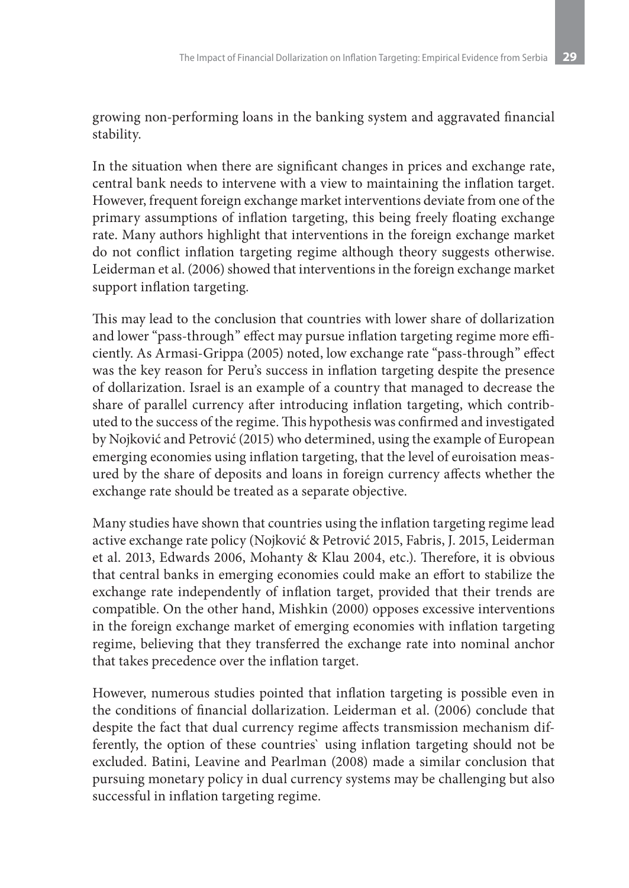growing non-performing loans in the banking system and aggravated financial stability.

In the situation when there are significant changes in prices and exchange rate, central bank needs to intervene with a view to maintaining the inflation target. However, frequent foreign exchange market interventions deviate from one of the primary assumptions of inflation targeting, this being freely floating exchange rate. Many authors highlight that interventions in the foreign exchange market do not conflict inflation targeting regime although theory suggests otherwise. Leiderman et al. (2006) showed that interventions in the foreign exchange market support inflation targeting.

This may lead to the conclusion that countries with lower share of dollarization and lower "pass-through" effect may pursue inflation targeting regime more efficiently. As Armasi-Grippa (2005) noted, low exchange rate "pass-through" effect was the key reason for Peru's success in inflation targeting despite the presence of dollarization. Israel is an example of a country that managed to decrease the share of parallel currency after introducing inflation targeting, which contributed to the success of the regime. This hypothesis was confirmed and investigated by Nojković and Petrović (2015) who determined, using the example of European emerging economies using inflation targeting, that the level of euroisation measured by the share of deposits and loans in foreign currency affects whether the exchange rate should be treated as a separate objective.

Many studies have shown that countries using the inflation targeting regime lead active exchange rate policy (Nojković & Petrović 2015, Fabris, J. 2015, Leiderman et al. 2013, Edwards 2006, Mohanty & Klau 2004, etc.). Therefore, it is obvious that central banks in emerging economies could make an effort to stabilize the exchange rate independently of inflation target, provided that their trends are compatible. On the other hand, Mishkin (2000) opposes excessive interventions in the foreign exchange market of emerging economies with inflation targeting regime, believing that they transferred the exchange rate into nominal anchor that takes precedence over the inflation target.

However, numerous studies pointed that inflation targeting is possible even in the conditions of financial dollarization. Leiderman et al. (2006) conclude that despite the fact that dual currency regime affects transmission mechanism differently, the option of these countries` using inflation targeting should not be excluded. Batini, Leavine and Pearlman (2008) made a similar conclusion that pursuing monetary policy in dual currency systems may be challenging but also successful in inflation targeting regime.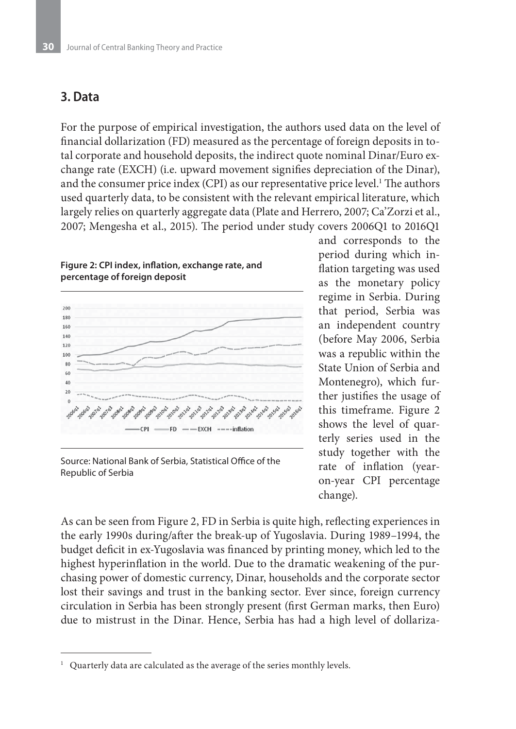## 3. Data

For the purpose of empirical investigation, the authors used data on the level of financial dollarization (FD) measured as the percentage of foreign deposits in total corporate and household deposits, the indirect quote nominal Dinar/Euro exchange rate (EXCH) (i.e. upward movement signifies depreciation of the Dinar), and the consumer price index (CPI) as our representative price level.[1] The authors used quarterly data, to be consistent with the relevant empirical literature, which largely relies on quarterly aggregate data (Plate and Herrero, 2007; Ca'Zorzi et al., 2007; Mengesha et al., 2015). The period under study covers 2006Q1 to 2016Q1 and corresponds to the period during which inflation targeting was used as the monetary policy regime in Serbia. During that period, Serbia was an independent country (before May 2006, Serbia was a republic within the State Union of Serbia and Montenegro), which further justifies the usage of this timeframe. Figure 2 shows the level of quarterly series used in the study together with the rate of inflation (year-on-year CPI percentage change).

**Figure 2: CPI index, inflation, exchange rate, and percentage of foreign deposit**

Source: National Bank of Serbia, Statistical Office of the Republic of Serbia

As can be seen from Figure 2, FD in Serbia is quite high, reflecting experiences in the early 1990s during/after the break-up of Yugoslavia. During 1989–1994, the budget deficit in ex-Yugoslavia was financed by printing money, which led to the highest hyperinflation in the world. Due to the dramatic weakening of the purchasing power of domestic currency, Dinar, households and the corporate sector lost their savings and trust in the banking sector. Ever since, foreign currency circulation in Serbia has been strongly present (first German marks, then Euro) due to mistrust in the Dinar. Hence, Serbia has had a high level of dollariza-

[1] Quarterly data are calculated as the average of the series monthly levels.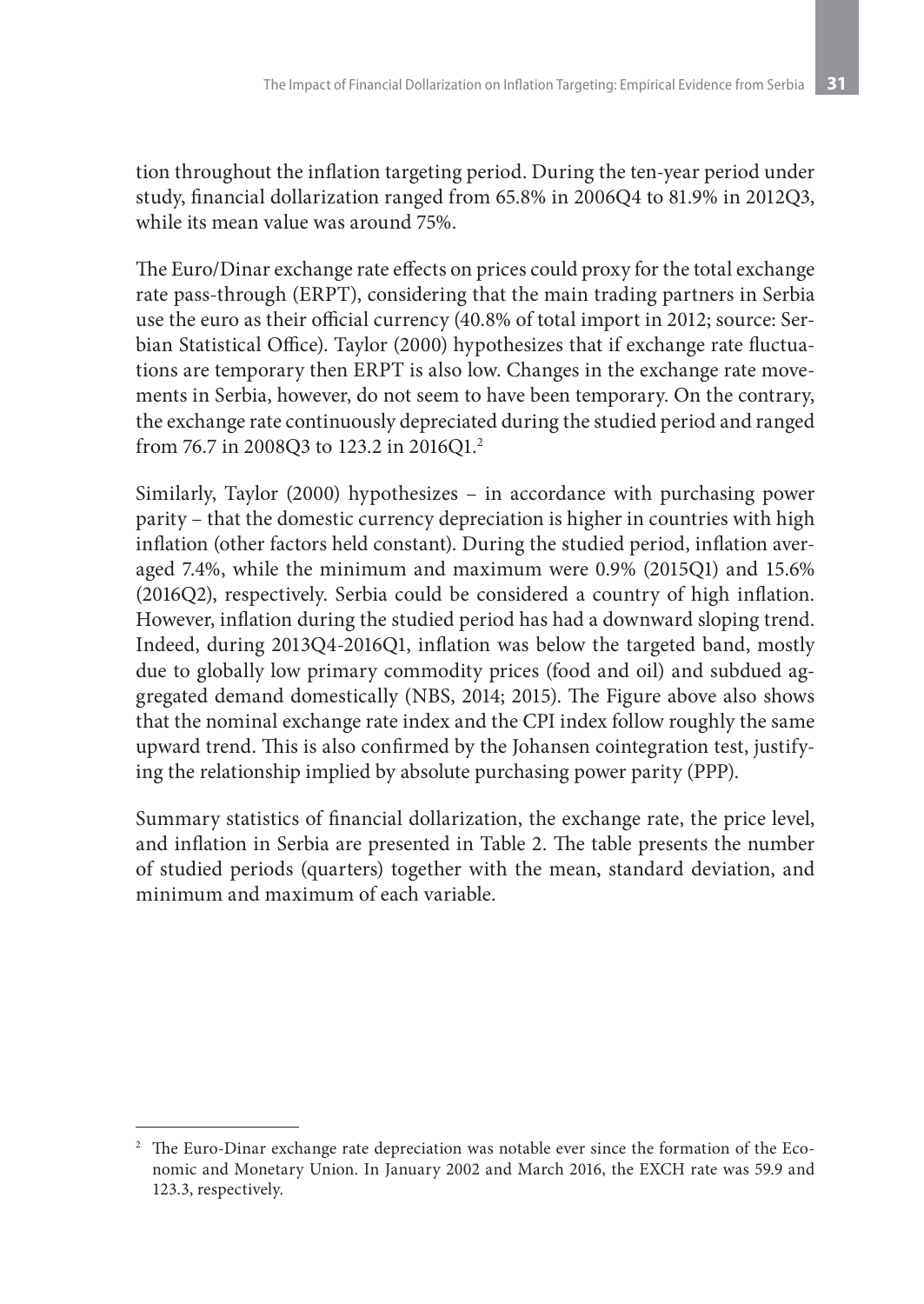tion throughout the inflation targeting period. During the ten-year period under study, financial dollarization ranged from 65.8% in 2006Q4 to 81.9% in 2012Q3, while its mean value was around 75%.

The Euro/Dinar exchange rate effects on prices could proxy for the total exchange rate pass-through (ERPT), considering that the main trading partners in Serbia use the euro as their official currency (40.8% of total import in 2012; source: Serbian Statistical Office). Taylor (2000) hypothesizes that if exchange rate fluctuations are temporary then ERPT is also low. Changes in the exchange rate movements in Serbia, however, do not seem to have been temporary. On the contrary, the exchange rate continuously depreciated during the studied period and ranged from 76.7 in 2008Q3 to 123.2 in 2016Q1.[2]

Similarly, Taylor (2000) hypothesizes – in accordance with purchasing power parity – that the domestic currency depreciation is higher in countries with high inflation (other factors held constant). During the studied period, inflation averaged 7.4%, while the minimum and maximum were 0.9% (2015Q1) and 15.6% (2016Q2), respectively. Serbia could be considered a country of high inflation. However, inflation during the studied period has had a downward sloping trend. Indeed, during 2013Q4-2016Q1, inflation was below the targeted band, mostly due to globally low primary commodity prices (food and oil) and subdued aggregated demand domestically (NBS, 2014; 2015). The Figure above also shows that the nominal exchange rate index and the CPI index follow roughly the same upward trend. This is also confirmed by the Johansen cointegration test, justifying the relationship implied by absolute purchasing power parity (PPP).

Summary statistics of financial dollarization, the exchange rate, the price level, and inflation in Serbia are presented in Table 2. The table presents the number of studied periods (quarters) together with the mean, standard deviation, and minimum and maximum of each variable.

[2] The Euro-Dinar exchange rate depreciation was notable ever since the formation of the Economic and Monetary Union. In January 2002 and March 2016, the EXCH rate was 59.9 and 123.3, respectively.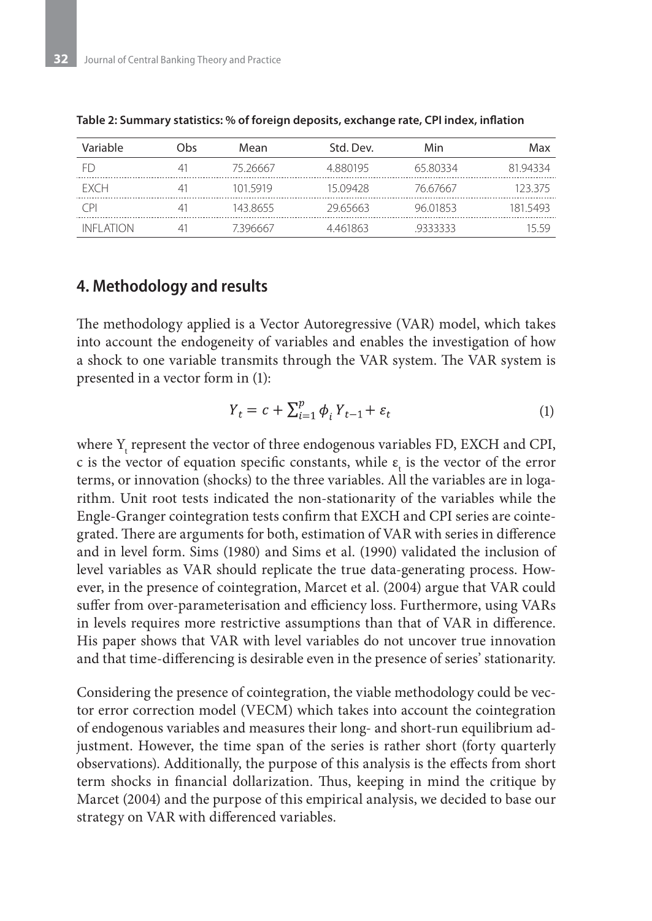**Table 2: Summary statistics: % of foreign deposits, exchange rate, CPI index, inflation**

| Variable | Obs | Mean | Std. Dev. | Min | Max |
|---|---|---|---|---|---|
| FD | 41 | 75.26667 | 4.880195 | 65.80334 | 81.94334 |
| EXCH | 41 | 101.5919 | 15.09428 | 76.67667 | 123.375 |
| CPI | 41 | 143.8655 | 29.65663 | 96.01853 | 181.5493 |
| INFLATION | 41 | 7.396667 | 4.461863 | .9333333 | 15.59 |

## 4. Methodology and results

The methodology applied is a Vector Autoregressive (VAR) model, which takes into account the endogeneity of variables and enables the investigation of how a shock to one variable transmits through the VAR system. The VAR system is presented in a vector form in (1):

$$Y_t = c + \sum_{i=1}^{p} \phi_i Y_{t-1} + \varepsilon_t \tag{1}$$

where $Y_t$ represent the vector of three endogenous variables FD, EXCH and CPI, c is the vector of equation specific constants, while $\varepsilon_t$ is the vector of the error terms, or innovation (shocks) to the three variables. All the variables are in logarithm. Unit root tests indicated the non-stationarity of the variables while the Engle-Granger cointegration tests confirm that EXCH and CPI series are cointegrated. There are arguments for both, estimation of VAR with series in difference and in level form. Sims (1980) and Sims et al. (1990) validated the inclusion of level variables as VAR should replicate the true data-generating process. However, in the presence of cointegration, Marcet et al. (2004) argue that VAR could suffer from over-parameterisation and efficiency loss. Furthermore, using VARs in levels requires more restrictive assumptions than that of VAR in difference. His paper shows that VAR with level variables do not uncover true innovation and that time-differencing is desirable even in the presence of series' stationarity.

Considering the presence of cointegration, the viable methodology could be vector error correction model (VECM) which takes into account the cointegration of endogenous variables and measures their long- and short-run equilibrium adjustment. However, the time span of the series is rather short (forty quarterly observations). Additionally, the purpose of this analysis is the effects from short term shocks in financial dollarization. Thus, keeping in mind the critique by Marcet (2004) and the purpose of this empirical analysis, we decided to base our strategy on VAR with differenced variables.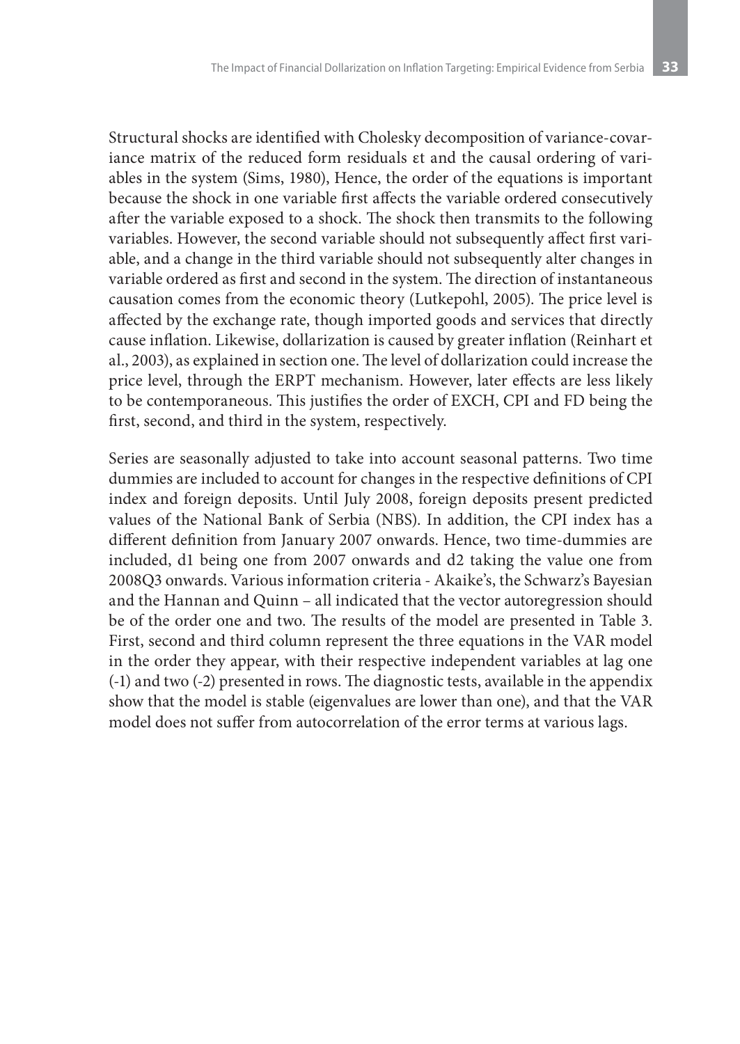Structural shocks are identified with Cholesky decomposition of variance-covariance matrix of the reduced form residuals εt and the causal ordering of variables in the system (Sims, 1980), Hence, the order of the equations is important because the shock in one variable first affects the variable ordered consecutively after the variable exposed to a shock. The shock then transmits to the following variables. However, the second variable should not subsequently affect first variable, and a change in the third variable should not subsequently alter changes in variable ordered as first and second in the system. The direction of instantaneous causation comes from the economic theory (Lutkepohl, 2005). The price level is affected by the exchange rate, though imported goods and services that directly cause inflation. Likewise, dollarization is caused by greater inflation (Reinhart et al., 2003), as explained in section one. The level of dollarization could increase the price level, through the ERPT mechanism. However, later effects are less likely to be contemporaneous. This justifies the order of EXCH, CPI and FD being the first, second, and third in the system, respectively.

Series are seasonally adjusted to take into account seasonal patterns. Two time dummies are included to account for changes in the respective definitions of CPI index and foreign deposits. Until July 2008, foreign deposits present predicted values of the National Bank of Serbia (NBS). In addition, the CPI index has a different definition from January 2007 onwards. Hence, two time-dummies are included, d1 being one from 2007 onwards and d2 taking the value one from 2008Q3 onwards. Various information criteria - Akaike's, the Schwarz's Bayesian and the Hannan and Quinn – all indicated that the vector autoregression should be of the order one and two. The results of the model are presented in Table 3. First, second and third column represent the three equations in the VAR model in the order they appear, with their respective independent variables at lag one (-1) and two (-2) presented in rows. The diagnostic tests, available in the appendix show that the model is stable (eigenvalues are lower than one), and that the VAR model does not suffer from autocorrelation of the error terms at various lags.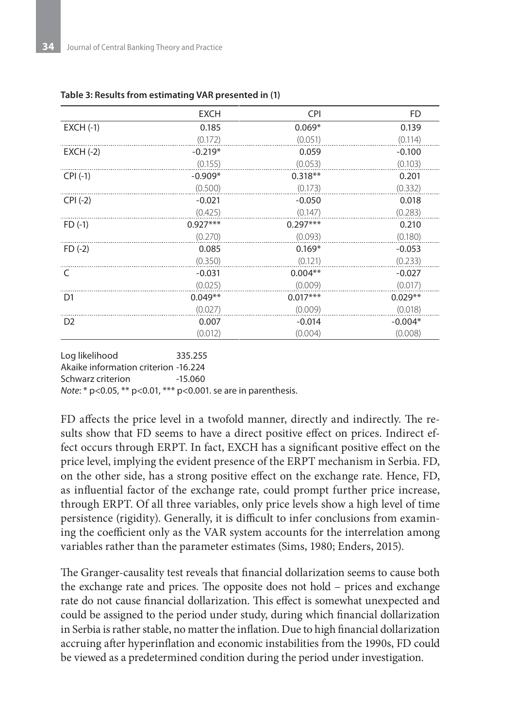**Table 3: Results from estimating VAR presented in (1)**

| | EXCH | CPI | FD |
|---|---|---|---|
| EXCH (-1) | 0.185 | 0.069* | 0.139 |
| | (0.172) | (0.051) | (0.114) |
| EXCH (-2) | -0.219* | 0.059 | -0.100 |
| | (0.155) | (0.053) | (0.103) |
| CPI (-1) | -0.909* | 0.318** | 0.201 |
| | (0.500) | (0.173) | (0.332) |
| CPI (-2) | -0.021 | -0.050 | 0.018 |
| | (0.425) | (0.147) | (0.283) |
| FD (-1) | 0.927*** | 0.297*** | 0.210 |
| | (0.270) | (0.093) | (0.180) |
| FD (-2) | 0.085 | 0.169* | -0.053 |
| | (0.350) | (0.121) | (0.233) |
| C | -0.031 | 0.004** | -0.027 |
| | (0.025) | (0.009) | (0.017) |
| D1 | 0.049** | 0.017*** | 0.029** |
| | (0.027) | (0.009) | (0.018) |
| D2 | 0.007 | -0.014 | -0.004* |
| | (0.012) | (0.004) | (0.008) |

Log likelihood 335.255
Akaike information criterion -16.224
Schwarz criterion -15.060
*Note*: * $p<0.05$, ** $p<0.01$, *** $p<0.001$. se are in parenthesis.

FD affects the price level in a twofold manner, directly and indirectly. The results show that FD seems to have a direct positive effect on prices. Indirect effect occurs through ERPT. In fact, EXCH has a significant positive effect on the price level, implying the evident presence of the ERPT mechanism in Serbia. FD, on the other side, has a strong positive effect on the exchange rate. Hence, FD, as influential factor of the exchange rate, could prompt further price increase, through ERPT. Of all three variables, only price levels show a high level of time persistence (rigidity). Generally, it is difficult to infer conclusions from examining the coefficient only as the VAR system accounts for the interrelation among variables rather than the parameter estimates (Sims, 1980; Enders, 2015).

The Granger-causality test reveals that financial dollarization seems to cause both the exchange rate and prices. The opposite does not hold – prices and exchange rate do not cause financial dollarization. This effect is somewhat unexpected and could be assigned to the period under study, during which financial dollarization in Serbia is rather stable, no matter the inflation. Due to high financial dollarization accruing after hyperinflation and economic instabilities from the 1990s, FD could be viewed as a predetermined condition during the period under investigation.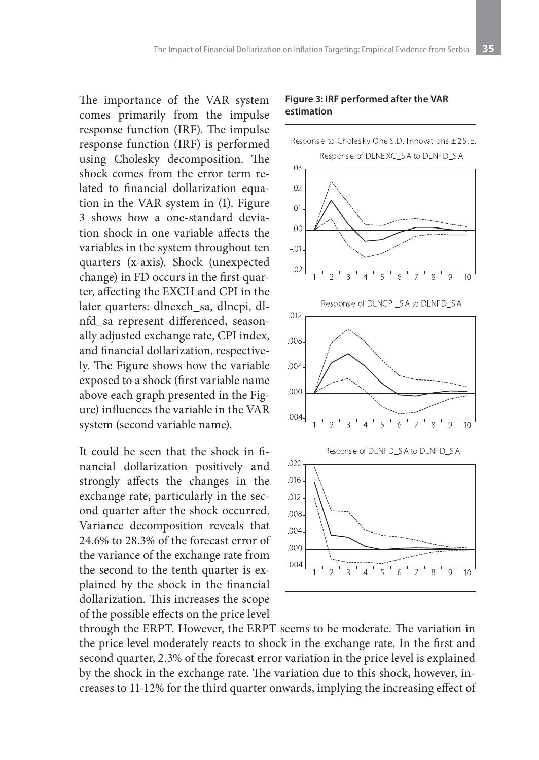The importance of the VAR system comes primarily from the impulse response function (IRF). The impulse response function (IRF) is performed using Cholesky decomposition. The shock comes from the error term related to financial dollarization equation in the VAR system in (1). Figure 3 shows how a one-standard deviation shock in one variable affects the variables in the system throughout ten quarters (x-axis). Shock (unexpected change) in FD occurs in the first quarter, affecting the EXCH and CPI in the later quarters: dlnexch_sa, dlncpi, dlnfd_sa represent differenced, seasonally adjusted exchange rate, CPI index, and financial dollarization, respectively. The Figure shows how the variable exposed to a shock (first variable name above each graph presented in the Figure) influences the variable in the VAR system (second variable name).

**Figure 3: IRF performed after the VAR estimation**

It could be seen that the shock in financial dollarization positively and strongly affects the changes in the exchange rate, particularly in the second quarter after the shock occurred. Variance decomposition reveals that 24.6% to 28.3% of the forecast error of the variance of the exchange rate from the second to the tenth quarter is explained by the shock in the financial dollarization. This increases the scope of the possible effects on the price level through the ERPT. However, the ERPT seems to be moderate. The variation in the price level moderately reacts to shock in the exchange rate. In the first and second quarter, 2.3% of the forecast error variation in the price level is explained by the shock in the exchange rate. The variation due to this shock, however, increases to 11-12% for the third quarter onwards, implying the increasing effect of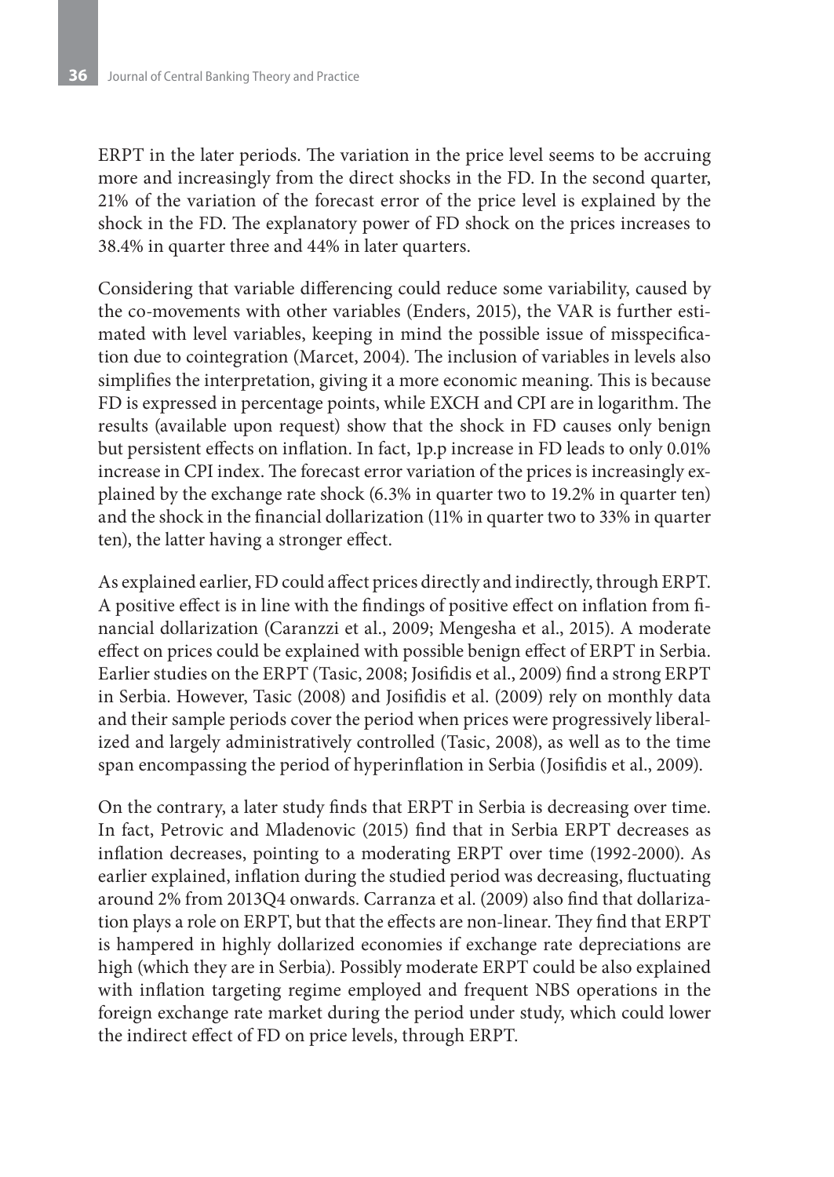ERPT in the later periods. The variation in the price level seems to be accruing more and increasingly from the direct shocks in the FD. In the second quarter, 21% of the variation of the forecast error of the price level is explained by the shock in the FD. The explanatory power of FD shock on the prices increases to 38.4% in quarter three and 44% in later quarters.

Considering that variable differencing could reduce some variability, caused by the co-movements with other variables (Enders, 2015), the VAR is further estimated with level variables, keeping in mind the possible issue of misspecification due to cointegration (Marcet, 2004). The inclusion of variables in levels also simplifies the interpretation, giving it a more economic meaning. This is because FD is expressed in percentage points, while EXCH and CPI are in logarithm. The results (available upon request) show that the shock in FD causes only benign but persistent effects on inflation. In fact, 1p.p increase in FD leads to only 0.01% increase in CPI index. The forecast error variation of the prices is increasingly explained by the exchange rate shock (6.3% in quarter two to 19.2% in quarter ten) and the shock in the financial dollarization (11% in quarter two to 33% in quarter ten), the latter having a stronger effect.

As explained earlier, FD could affect prices directly and indirectly, through ERPT. A positive effect is in line with the findings of positive effect on inflation from financial dollarization (Caranzzi et al., 2009; Mengesha et al., 2015). A moderate effect on prices could be explained with possible benign effect of ERPT in Serbia. Earlier studies on the ERPT (Tasic, 2008; Josifidis et al., 2009) find a strong ERPT in Serbia. However, Tasic (2008) and Josifidis et al. (2009) rely on monthly data and their sample periods cover the period when prices were progressively liberalized and largely administratively controlled (Tasic, 2008), as well as to the time span encompassing the period of hyperinflation in Serbia (Josifidis et al., 2009).

On the contrary, a later study finds that ERPT in Serbia is decreasing over time. In fact, Petrovic and Mladenovic (2015) find that in Serbia ERPT decreases as inflation decreases, pointing to a moderating ERPT over time (1992-2000). As earlier explained, inflation during the studied period was decreasing, fluctuating around 2% from 2013Q4 onwards. Carranza et al. (2009) also find that dollarization plays a role on ERPT, but that the effects are non-linear. They find that ERPT is hampered in highly dollarized economies if exchange rate depreciations are high (which they are in Serbia). Possibly moderate ERPT could be also explained with inflation targeting regime employed and frequent NBS operations in the foreign exchange rate market during the period under study, which could lower the indirect effect of FD on price levels, through ERPT.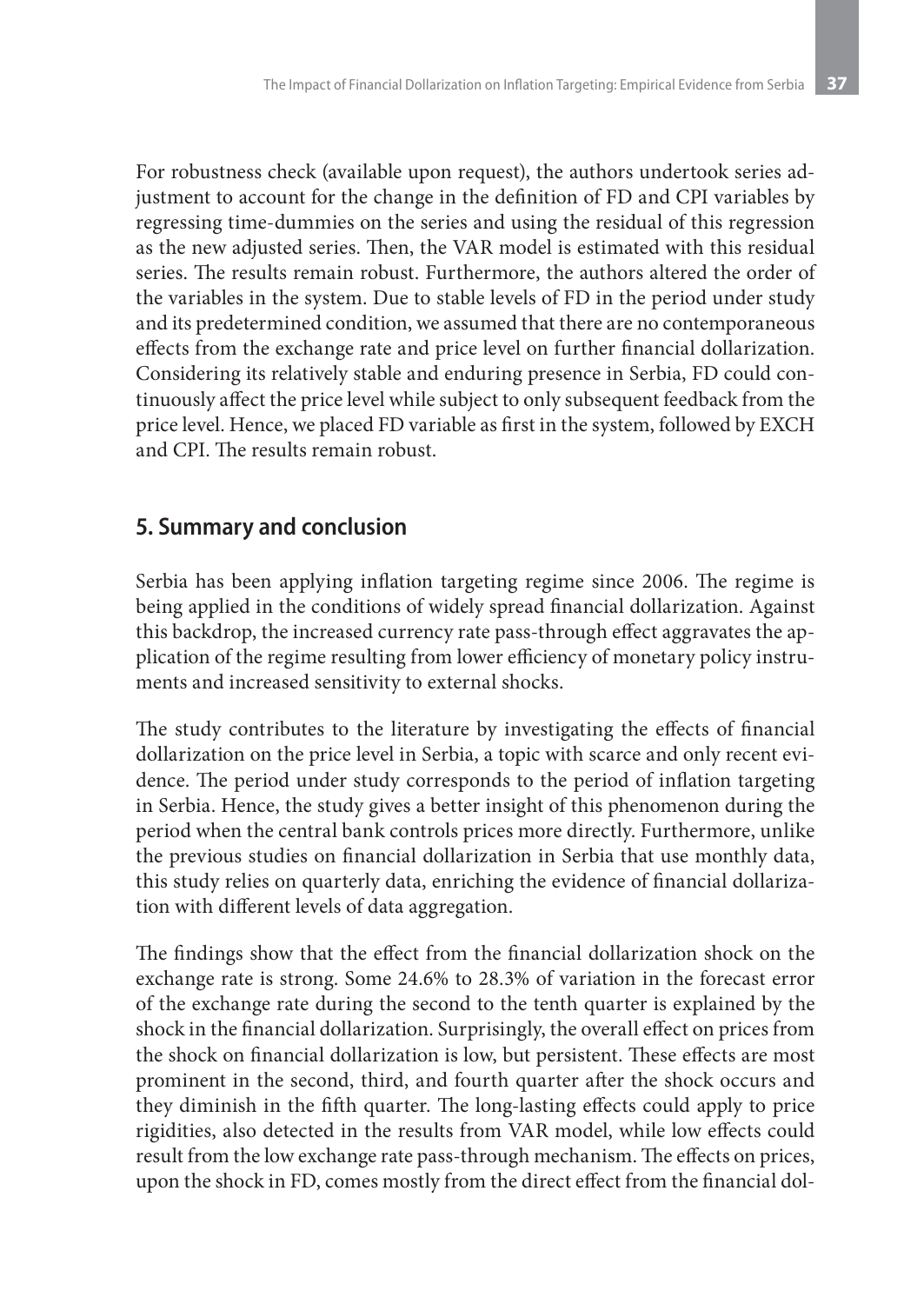For robustness check (available upon request), the authors undertook series adjustment to account for the change in the definition of FD and CPI variables by regressing time-dummies on the series and using the residual of this regression as the new adjusted series. Then, the VAR model is estimated with this residual series. The results remain robust. Furthermore, the authors altered the order of the variables in the system. Due to stable levels of FD in the period under study and its predetermined condition, we assumed that there are no contemporaneous effects from the exchange rate and price level on further financial dollarization. Considering its relatively stable and enduring presence in Serbia, FD could continuously affect the price level while subject to only subsequent feedback from the price level. Hence, we placed FD variable as first in the system, followed by EXCH and CPI. The results remain robust.

## 5. Summary and conclusion

Serbia has been applying inflation targeting regime since 2006. The regime is being applied in the conditions of widely spread financial dollarization. Against this backdrop, the increased currency rate pass-through effect aggravates the application of the regime resulting from lower efficiency of monetary policy instruments and increased sensitivity to external shocks.

The study contributes to the literature by investigating the effects of financial dollarization on the price level in Serbia, a topic with scarce and only recent evidence. The period under study corresponds to the period of inflation targeting in Serbia. Hence, the study gives a better insight of this phenomenon during the period when the central bank controls prices more directly. Furthermore, unlike the previous studies on financial dollarization in Serbia that use monthly data, this study relies on quarterly data, enriching the evidence of financial dollarization with different levels of data aggregation.

The findings show that the effect from the financial dollarization shock on the exchange rate is strong. Some 24.6% to 28.3% of variation in the forecast error of the exchange rate during the second to the tenth quarter is explained by the shock in the financial dollarization. Surprisingly, the overall effect on prices from the shock on financial dollarization is low, but persistent. These effects are most prominent in the second, third, and fourth quarter after the shock occurs and they diminish in the fifth quarter. The long-lasting effects could apply to price rigidities, also detected in the results from VAR model, while low effects could result from the low exchange rate pass-through mechanism. The effects on prices, upon the shock in FD, comes mostly from the direct effect from the financial dol-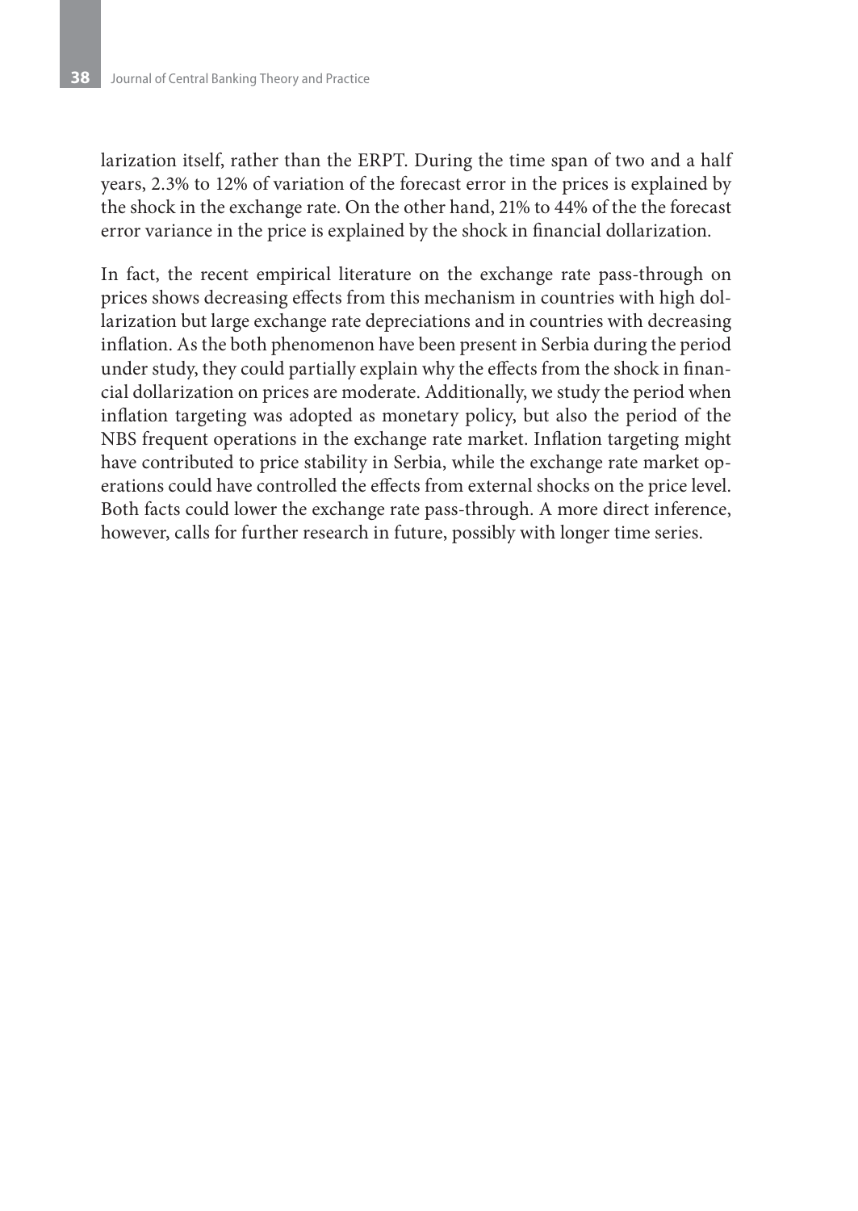larization itself, rather than the ERPT. During the time span of two and a half years, 2.3% to 12% of variation of the forecast error in the prices is explained by the shock in the exchange rate. On the other hand, 21% to 44% of the the forecast error variance in the price is explained by the shock in financial dollarization.

In fact, the recent empirical literature on the exchange rate pass-through on prices shows decreasing effects from this mechanism in countries with high dollarization but large exchange rate depreciations and in countries with decreasing inflation. As the both phenomenon have been present in Serbia during the period under study, they could partially explain why the effects from the shock in financial dollarization on prices are moderate. Additionally, we study the period when inflation targeting was adopted as monetary policy, but also the period of the NBS frequent operations in the exchange rate market. Inflation targeting might have contributed to price stability in Serbia, while the exchange rate market operations could have controlled the effects from external shocks on the price level. Both facts could lower the exchange rate pass-through. A more direct inference, however, calls for further research in future, possibly with longer time series.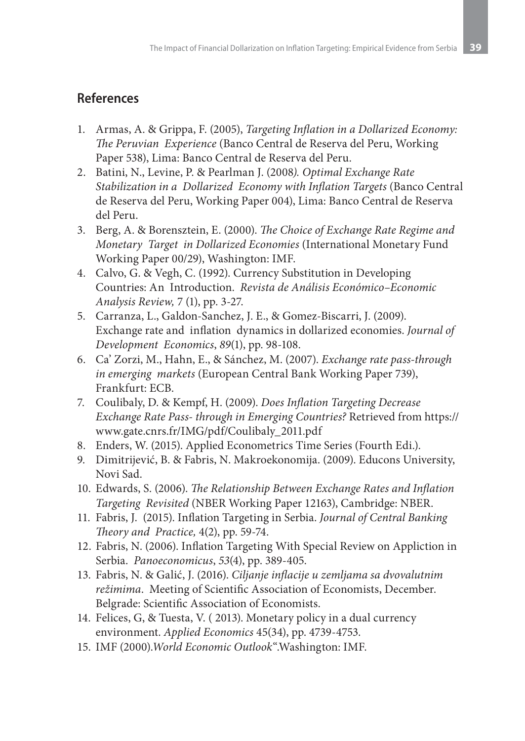## References

1. Armas, A. & Grippa, F. (2005), *Targeting Inflation in a Dollarized Economy: The Peruvian Experience* (Banco Central de Reserva del Peru, Working Paper 538), Lima: Banco Central de Reserva del Peru.
2. Batini, N., Levine, P. & Pearlman J. (2008*). Optimal Exchange Rate Stabilization in a Dollarized Economy with Inflation Targets* (Banco Central de Reserva del Peru, Working Paper 004), Lima: Banco Central de Reserva del Peru.
3. Berg, A. & Borensztein, E. (2000). *The Choice of Exchange Rate Regime and Monetary Target in Dollarized Economies* (International Monetary Fund Working Paper 00/29), Washington: IMF.
4. Calvo, G. & Vegh, C. (1992). Currency Substitution in Developing Countries: An Introduction. *Revista de Análisis Económico–Economic Analysis Review,* 7 (1), pp. 3-27.
5. Carranza, L., Galdon-Sanchez, J. E., & Gomez-Biscarri, J. (2009). Exchange rate and inflation dynamics in dollarized economies. *Journal of Development Economics*, *89*(1), pp. 98-108.
6. Ca' Zorzi, M., Hahn, E., & Sánchez, M. (2007). *Exchange rate pass-through in emerging markets* (European Central Bank Working Paper 739), Frankfurt: ECB.
7. Coulibaly, D. & Kempf, H. (2009). *Does Inflation Targeting Decrease Exchange Rate Pass- through in Emerging Countries?* Retrieved from https://www.gate.cnrs.fr/IMG/pdf/Coulibaly_2011.pdf
8. Enders, W. (2015). Applied Econometrics Time Series (Fourth Edi.).
9. Dimitrijević, B. & Fabris, N. Makroekonomija. (2009). Educons University, Novi Sad.
10. Edwards, S. (2006). *The Relationship Between Exchange Rates and Inflation Targeting Revisited* (NBER Working Paper 12163), Cambridge: NBER.
11. Fabris, J. (2015). Inflation Targeting in Serbia. *Journal of Central Banking Theory and Practice,* 4(2), pp. 59-74.
12. Fabris, N. (2006). Inflation Targeting With Special Review on Appliction in Serbia. *Panoeconomicus*, *53*(4), pp. 389-405.
13. Fabris, N. & Galić, J. (2016). *Ciljanje inflacije u zemljama sa dvovalutnim režimima*. Meeting of Scientific Association of Economists, December. Belgrade: Scientific Association of Economists.
14. Felices, G, & Tuesta, V. ( 2013). Monetary policy in a dual currency environment. *Applied Economics* 45(34), pp. 4739-4753.
15. IMF (2000).*World Economic Outlook*".Washington: IMF.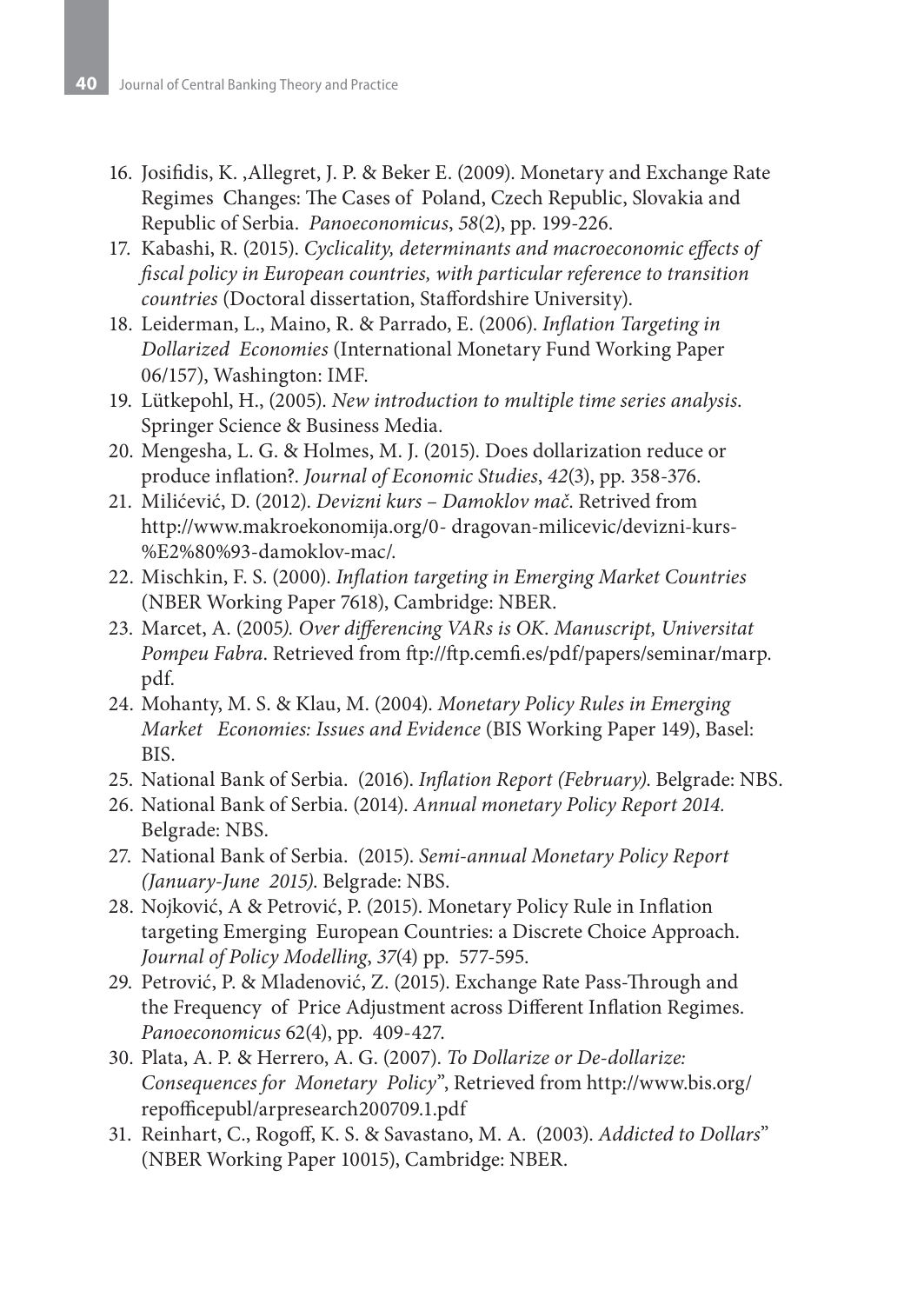16. Josifidis, K. ,Allegret, J. P. & Beker E. (2009). Monetary and Exchange Rate Regimes Changes: The Cases of Poland, Czech Republic, Slovakia and Republic of Serbia. *Panoeconomicus*, *58*(2), pp. 199-226.
17. Kabashi, R. (2015). *Cyclicality, determinants and macroeconomic effects of fiscal policy in European countries, with particular reference to transition countries* (Doctoral dissertation, Staffordshire University).
18. Leiderman, L., Maino, R. & Parrado, E. (2006). *Inflation Targeting in Dollarized Economies* (International Monetary Fund Working Paper 06/157), Washington: IMF.
19. Lütkepohl, H., (2005). *New introduction to multiple time series analysis*. Springer Science & Business Media.
20. Mengesha, L. G. & Holmes, M. J. (2015). Does dollarization reduce or produce inflation?. *Journal of Economic Studies*, *42*(3), pp. 358-376.
21. Milićević, D. (2012). *Devizni kurs – Damoklov mač*. Retrived from http://www.makroekonomija.org/0- dragovan-milicevic/devizni-kurs-%E2%80%93-damoklov-mac/.
22. Mischkin, F. S. (2000). *Inflation targeting in Emerging Market Countries* (NBER Working Paper 7618), Cambridge: NBER.
23. Marcet, A. (2005*). Over differencing VARs is OK. Manuscript, Universitat Pompeu Fabra*. Retrieved from ftp://ftp.cemfi.es/pdf/papers/seminar/marp.pdf.
24. Mohanty, M. S. & Klau, M. (2004). *Monetary Policy Rules in Emerging Market Economies: Issues and Evidence* (BIS Working Paper 149), Basel: BIS.
25. National Bank of Serbia. (2016). *Inflation Report (February)*. Belgrade: NBS.
26. National Bank of Serbia. (2014). *Annual monetary Policy Report 2014.* Belgrade: NBS.
27. National Bank of Serbia. (2015). *Semi-annual Monetary Policy Report (January-June 2015).* Belgrade: NBS.
28. Nojković, A & Petrović, P. (2015). Monetary Policy Rule in Inflation targeting Emerging European Countries: a Discrete Choice Approach. *Journal of Policy Modelling*, *37*(4) pp. 577-595.
29. Petrović, P. & Mladenović, Z. (2015). Exchange Rate Pass-Through and the Frequency of Price Adjustment across Different Inflation Regimes. *Panoeconomicus* 62(4), pp. 409-427.
30. Plata, A. P. & Herrero, A. G. (2007). *To Dollarize or De-dollarize: Consequences for Monetary Policy*", Retrieved from http://www.bis.org/repofficepubl/arpresearch200709.1.pdf
31. Reinhart, C., Rogoff, K. S. & Savastano, M. A. (2003). *Addicted to Dollars*" (NBER Working Paper 10015), Cambridge: NBER.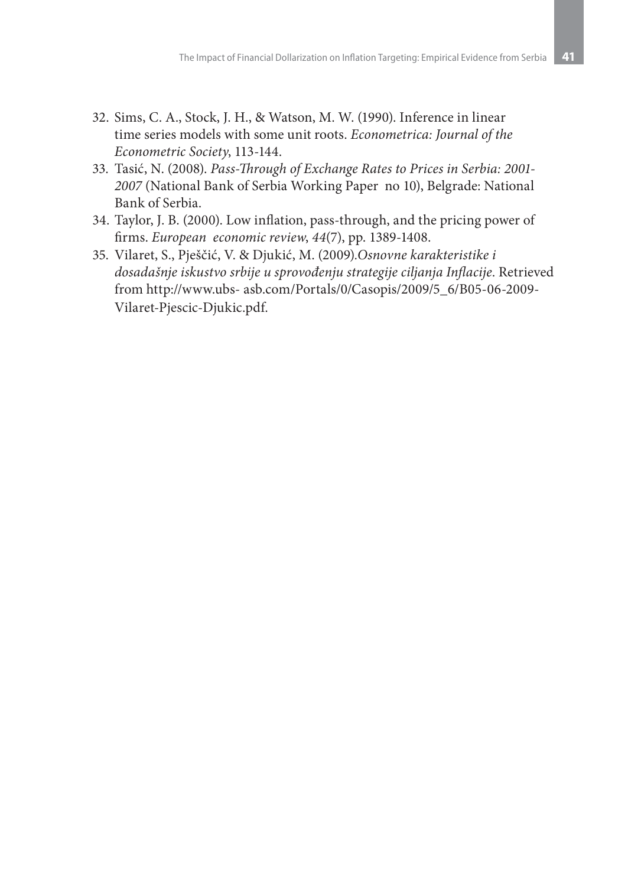32. Sims, C. A., Stock, J. H., & Watson, M. W. (1990). Inference in linear time series models with some unit roots. *Econometrica: Journal of the Econometric Society*, 113-144.
33. Tasić, N. (2008). *Pass-Through of Exchange Rates to Prices in Serbia: 2001-2007* (National Bank of Serbia Working Paper no 10), Belgrade: National Bank of Serbia.
34. Taylor, J. B. (2000). Low inflation, pass-through, and the pricing power of firms. *European economic review*, *44*(7), pp. 1389-1408.
35. Vilaret, S., Pješčić, V. & Djukić, M. (2009).*Osnovne karakteristike i dosadašnje iskustvo srbije u sprovođenju strategije ciljanja Inflacije*. Retrieved from http://www.ubs- asb.com/Portals/0/Casopis/2009/5_6/B05-06-2009-Vilaret-Pjescic-Djukic.pdf.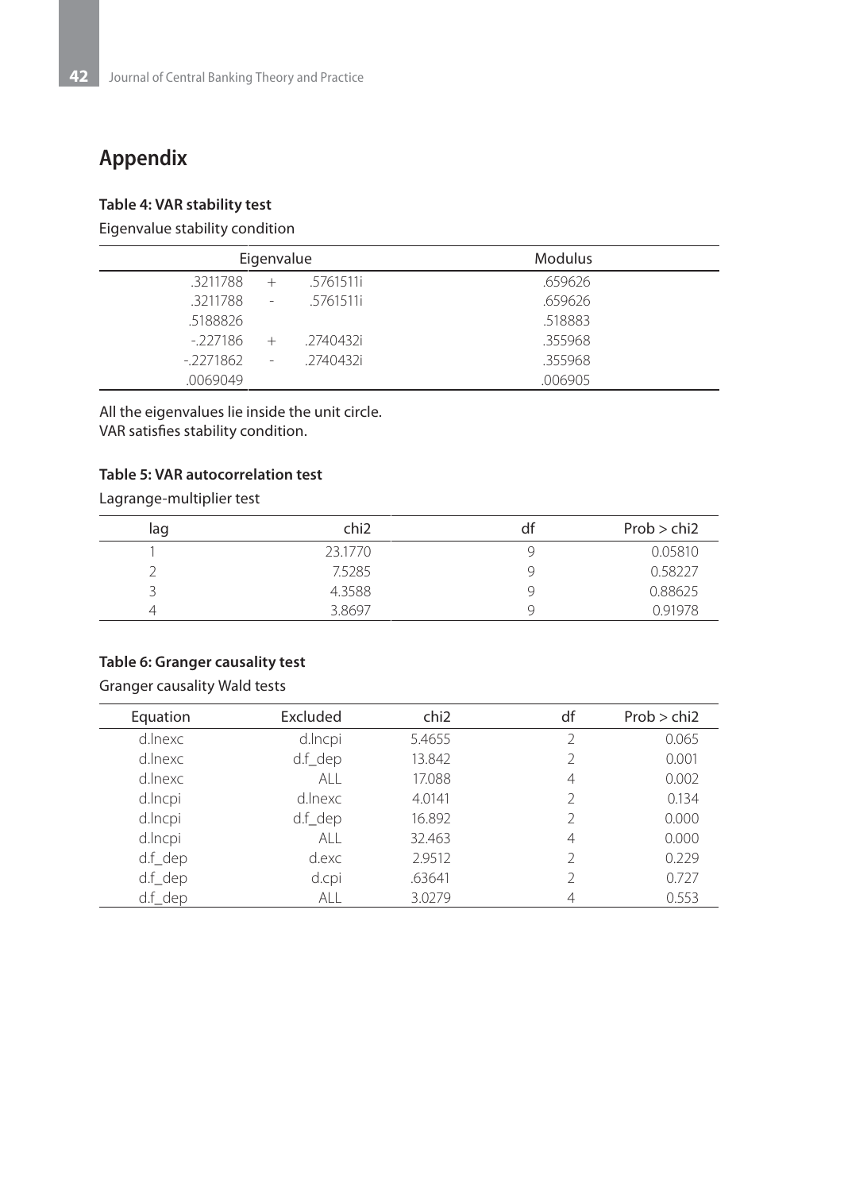## Appendix

**Table 4: VAR stability test**

Eigenvalue stability condition

| Eigenvalue | | | Modulus |
|---|---|---|---|
| .3211788 | + | .5761511i | .659626 |
| .3211788 | - | .5761511i | .659626 |
| .5188826 | | | .518883 |
| -.227186 | + | .2740432i | .355968 |
| -.2271862 | - | .2740432i | .355968 |
| .0069049 | | | .006905 |

All the eigenvalues lie inside the unit circle.
VAR satisfies stability condition.

**Table 5: VAR autocorrelation test**

Lagrange-multiplier test

| lag | chi2 | df | Prob > chi2 |
|---|---|---|---|
| 1 | 23.1770 | 9 | 0.05810 |
| 2 | 7.5285 | 9 | 0.58227 |
| 3 | 4.3588 | 9 | 0.88625 |
| 4 | 3.8697 | 9 | 0.91978 |

**Table 6: Granger causality test**

Granger causality Wald tests

| Equation | Excluded | chi2 | df | Prob > chi2 |
|---|---|---|---|---|
| d.lnexc | d.lncpi | 5.4655 | 2 | 0.065 |
| d.lnexc | d.f_dep | 13.842 | 2 | 0.001 |
| d.lnexc | ALL | 17.088 | 4 | 0.002 |
| d.lncpi | d.lnexc | 4.0141 | 2 | 0.134 |
| d.lncpi | d.f_dep | 16.892 | 2 | 0.000 |
| d.lncpi | ALL | 32.463 | 4 | 0.000 |
| d.f_dep | d.exc | 2.9512 | 2 | 0.229 |
| d.f_dep | d.cpi | .63641 | 2 | 0.727 |
| d.f_dep | ALL | 3.0279 | 4 | 0.553 |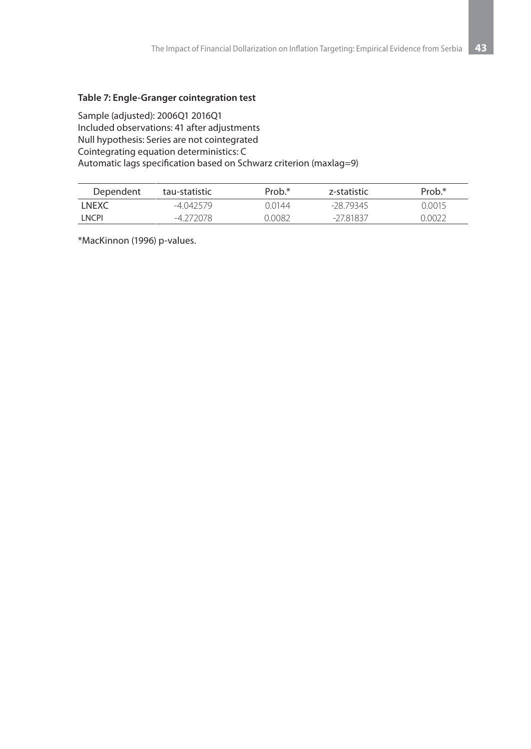**Table 7: Engle-Granger cointegration test**

Sample (adjusted): 2006Q1 2016Q1
Included observations: 41 after adjustments
Null hypothesis: Series are not cointegrated
Cointegrating equation deterministics: C
Automatic lags specification based on Schwarz criterion (maxlag=9)

| Dependent | tau-statistic | Prob.* | z-statistic | Prob.* |
|---|---|---|---|---|
| LNEXC | -4.042579 | 0.0144 | -28.79345 | 0.0015 |
| LNCPI | -4.272078 | 0.0082 | -27.81837 | 0.0022 |

*MacKinnon (1996) p-values.